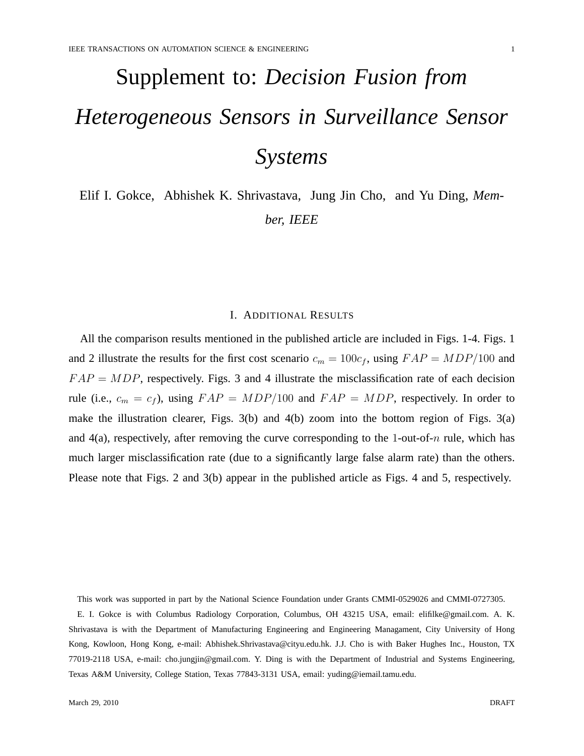# Supplement to: *Decision Fusion from Heterogeneous Sensors in Surveillance Sensor Systems*

Elif I. Gokce, Abhishek K. Shrivastava, Jung Jin Cho, and Yu Ding, *Member, IEEE*

## I. Additional Results

All the comparison results mentioned in the published article are included in Figs. 1-4. Figs. 1 and 2 illustrate the results for the first cost scenario $c_m = 100c_f$, using $FAP = MDP/100$ and $FAP = MDP$, respectively. Figs. 3 and 4 illustrate the misclassification rate of each decision rule (i.e., $c_m = c_f$), using $FAP = MDP/100$ and $FAP = MDP$, respectively. In order to make the illustration clearer, Figs. 3(b) and 4(b) zoom into the bottom region of Figs. 3(a) and 4(a), respectively, after removing the curve corresponding to the 1-out-of-$n$ rule, which has much larger misclassification rate (due to a significantly large false alarm rate) than the others. Please note that Figs. 2 and 3(b) appear in the published article as Figs. 4 and 5, respectively.

This work was supported in part by the National Science Foundation under Grants CMMI-0529026 and CMMI-0727305.

E. I. Gokce is with Columbus Radiology Corporation, Columbus, OH 43215 USA, email: elifilke@gmail.com. A. K. Shrivastava is with the Department of Manufacturing Engineering and Engineering Managament, City University of Hong Kong, Kowloon, Hong Kong, e-mail: Abhishek.Shrivastava@cityu.edu.hk. J.J. Cho is with Baker Hughes Inc., Houston, TX 77019-2118 USA, e-mail: cho.jungjin@gmail.com. Y. Ding is with the Department of Industrial and Systems Engineering, Texas A&M University, College Station, Texas 77843-3131 USA, email: yuding@iemail.tamu.edu.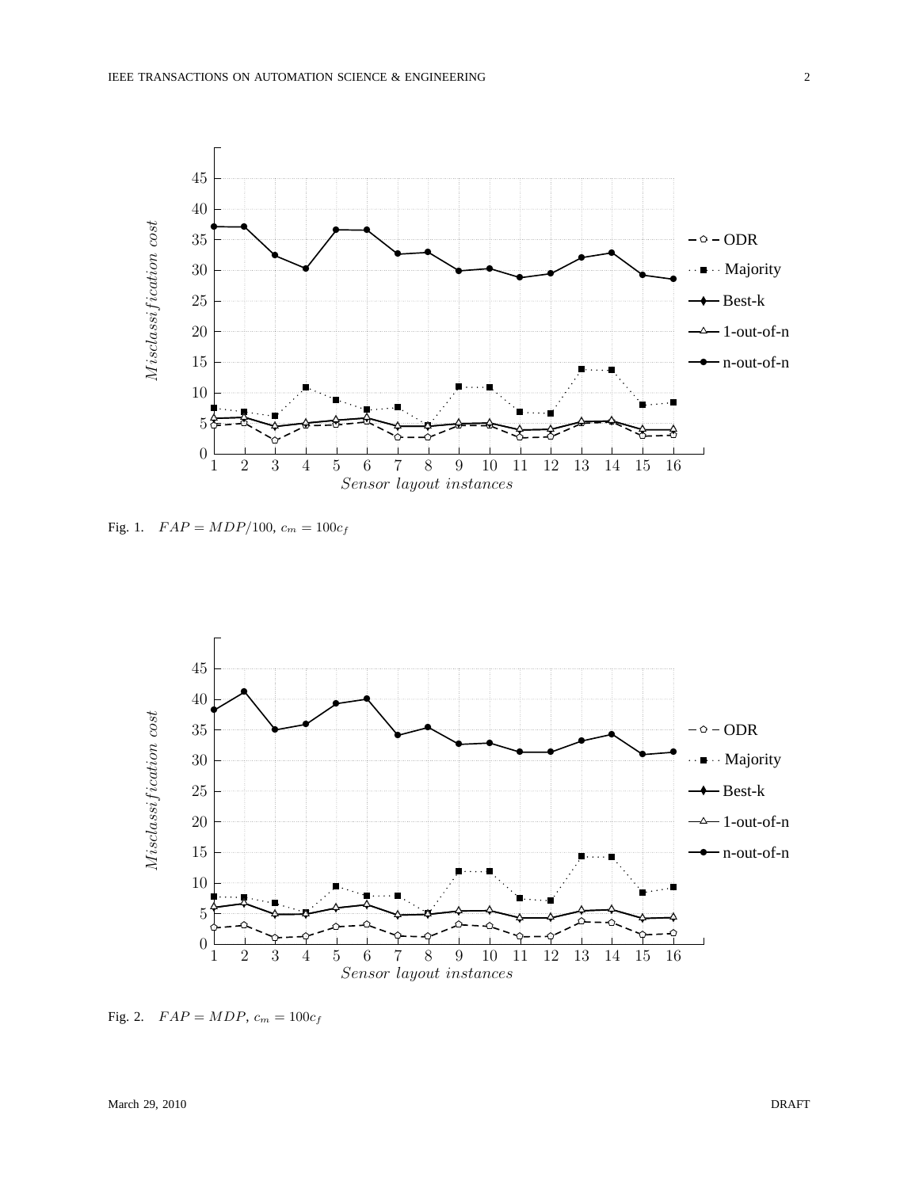Fig. 1. $FAP = MDP/100$, $c_m = 100c_f$

Fig. 2. $FAP = MDP$, $c_m = 100c_f$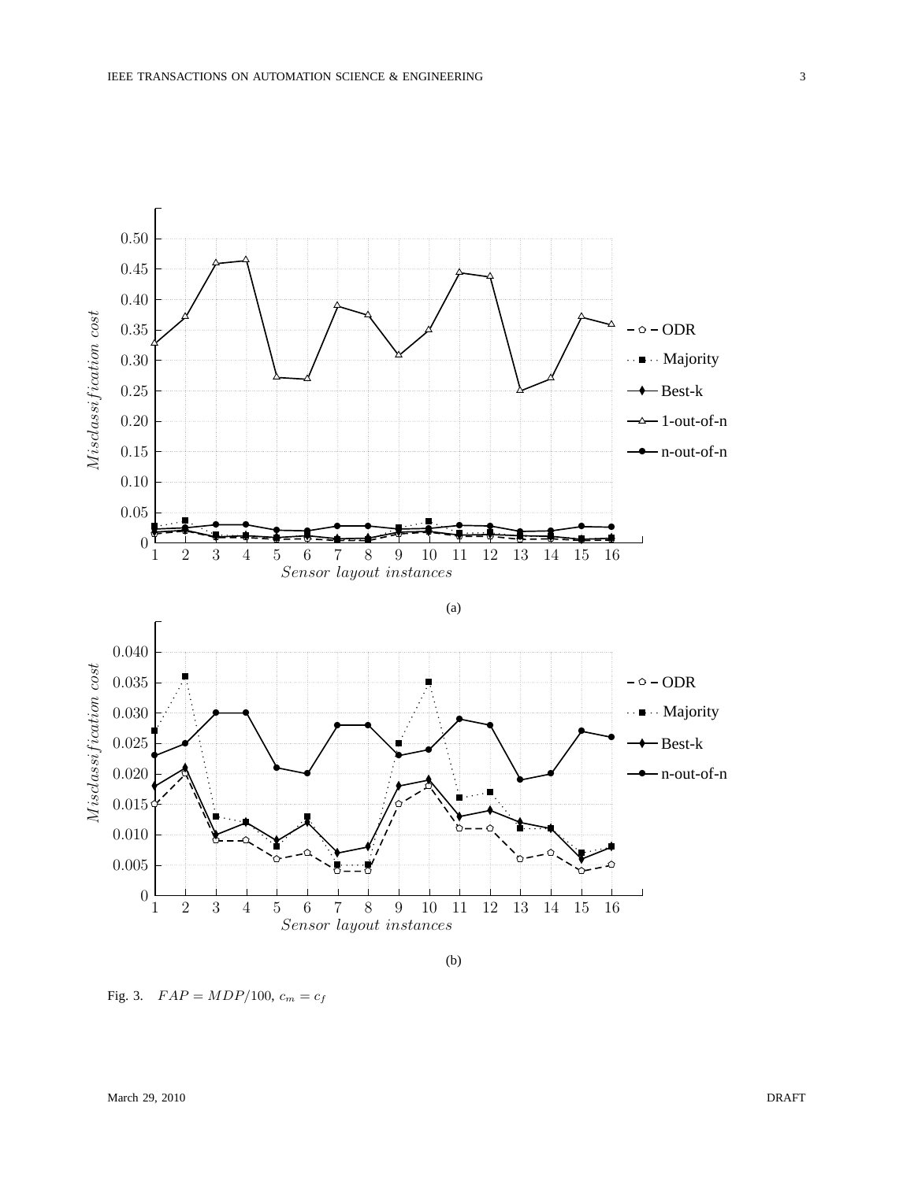Fig. 3. $FAP = MDP/100$, $c_m = c_f$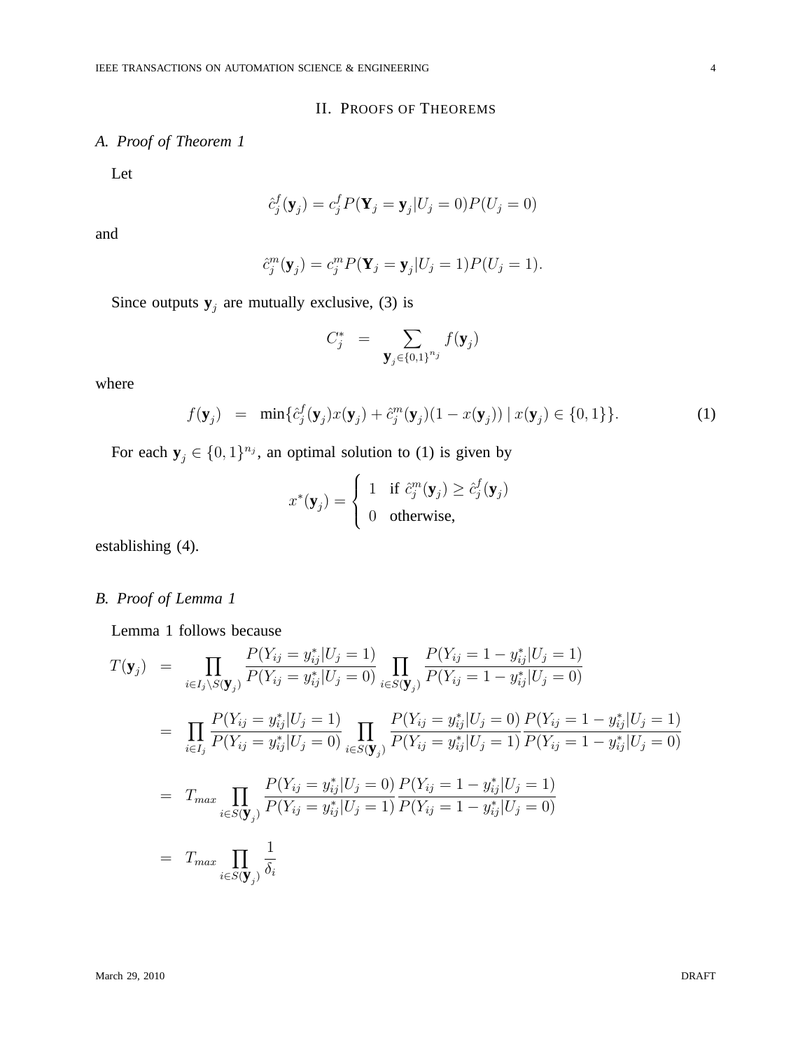## II. PROOFS OF THEOREMS

### A. Proof of Theorem 1

Let

$$\hat{c}_j^f(\mathbf{y}_j) = c_j^f P(\mathbf{Y}_j = \mathbf{y}_j | U_j = 0) P(U_j = 0)$$

and

$$\hat{c}_j^m(\mathbf{y}_j) = c_j^m P(\mathbf{Y}_j = \mathbf{y}_j | U_j = 1) P(U_j = 1).$$

Since outputs $\mathbf{y}_j$ are mutually exclusive, (3) is

$$C_j^* = \sum_{\mathbf{y}_j \in \{0,1\}^{n_j}} f(\mathbf{y}_j)$$

where

$$f(\mathbf{y}_j) = \min\{\hat{c}_j^f(\mathbf{y}_j) x(\mathbf{y}_j) + \hat{c}_j^m(\mathbf{y}_j)(1 - x(\mathbf{y}_j)) \mid x(\mathbf{y}_j) \in \{0, 1\}\}. \tag{1}$$

For each $\mathbf{y}_j \in \{0,1\}^{n_j}$, an optimal solution to (1) is given by

$$x^*(\mathbf{y}_j) = \begin{cases} 1 & \text{if } \hat{c}_j^m(\mathbf{y}_j) \geq \hat{c}_j^f(\mathbf{y}_j) \\ 0 & \text{otherwise,} \end{cases}$$

establishing (4).

### B. Proof of Lemma 1

Lemma 1 follows because

$$\begin{aligned}
T(\mathbf{y}_j) &= \prod_{i \in I_j \setminus S(\mathbf{y}_j)} \frac{P(Y_{ij} = y_{ij}^* | U_j = 1)}{P(Y_{ij} = y_{ij}^* | U_j = 0)} \prod_{i \in S(\mathbf{y}_j)} \frac{P(Y_{ij} = 1 - y_{ij}^* | U_j = 1)}{P(Y_{ij} = 1 - y_{ij}^* | U_j = 0)} \\
&= \prod_{i \in I_j} \frac{P(Y_{ij} = y_{ij}^* | U_j = 1)}{P(Y_{ij} = y_{ij}^* | U_j = 0)} \prod_{i \in S(\mathbf{y}_j)} \frac{P(Y_{ij} = y_{ij}^* | U_j = 0)}{P(Y_{ij} = y_{ij}^* | U_j = 1)} \frac{P(Y_{ij} = 1 - y_{ij}^* | U_j = 1)}{P(Y_{ij} = 1 - y_{ij}^* | U_j = 0)} \\
&= T_{max} \prod_{i \in S(\mathbf{y}_j)} \frac{P(Y_{ij} = y_{ij}^* | U_j = 0)}{P(Y_{ij} = y_{ij}^* | U_j = 1)} \frac{P(Y_{ij} = 1 - y_{ij}^* | U_j = 1)}{P(Y_{ij} = 1 - y_{ij}^* | U_j = 0)} \\
&= T_{max} \prod_{i \in S(\mathbf{y}_j)} \frac{1}{\delta_i}
\end{aligned}$$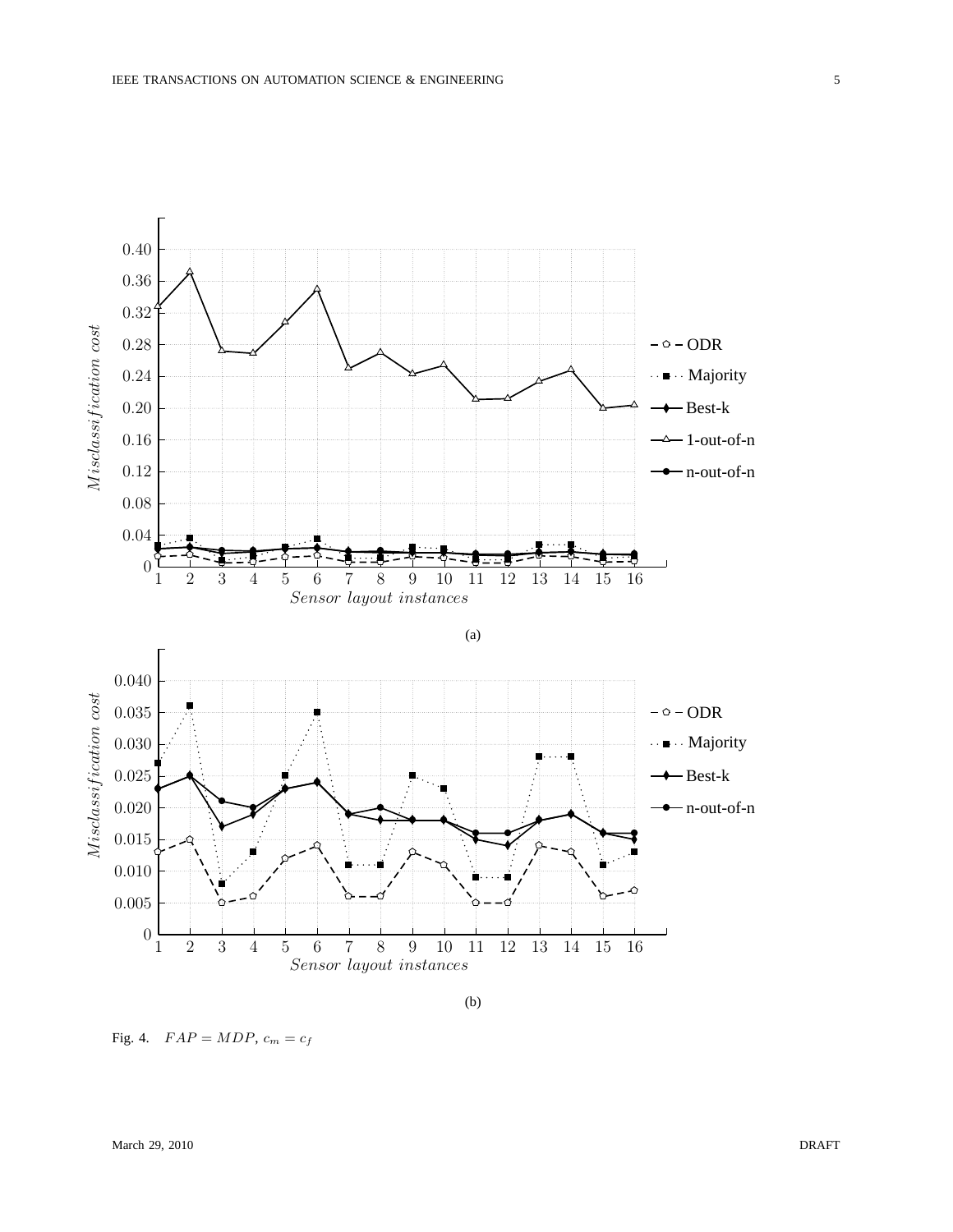0.40
0.36
0.32
0.28
0.24
0.20
0.16
0.12
0.08
0.04
0

*Misclassification cost*

1 2 3 4 5 6 7 8 9 10 11 12 13 14 15 16

*Sensor layout instances*

ODR
Majority
Best-k
1-out-of-n
n-out-of-n

(a)

0.040
0.035
0.030
0.025
0.020
0.015
0.010
0.005
0

*Misclassification cost*

1 2 3 4 5 6 7 8 9 10 11 12 13 14 15 16

*Sensor layout instances*

ODR
Majority
Best-k
n-out-of-n

(b)

Fig. 4. $FAP = MDP$, $c_m = c_f$